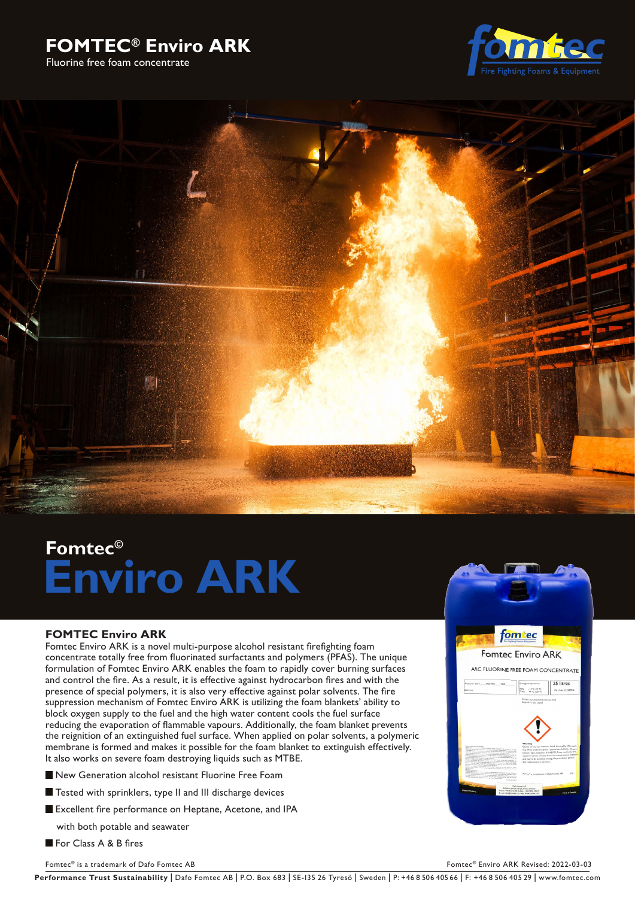# FOMTEC® Enviro ARK

Fluorine free foam concentrate

## Fomtec©

# Enviro ARK

### FOMTEC Enviro ARK

Fomtec Enviro ARK is a novel multi-purpose alcohol resistant firefighting foam concentrate totally free from fluorinated surfactants and polymers (PFAS). The unique formulation of Fomtec Enviro ARK enables the foam to rapidly cover burning surfaces and control the fire. As a result, it is effective against hydrocarbon fires and with the presence of special polymers, it is also very effective against polar solvents. The fire suppression mechanism of Fomtec Enviro ARK is utilizing the foam blankets' ability to block oxygen supply to the fuel and the high water content cools the fuel surface reducing the evaporation of flammable vapours. Additionally, the foam blanket prevents the reignition of an extinguished fuel surface. When applied on polar solvents, a polymeric membrane is formed and makes it possible for the foam blanket to extinguish effectively. It also works on severe foam destroying liquids such as MTBE.

- New Generation alcohol resistant Fluorine Free Foam
- Tested with sprinklers, type II and III discharge devices
- Excellent fire performance on Heptane, Acetone, and IPA with both potable and seawater
- For Class A & B fires

Fomtec® is a trademark of Dafo Fomtec AB

Fomtec® Enviro ARK Revised: 2022-03-03

**Performance Trust Sustainability** | Dafo Fomtec AB | P.O. Box 683 | SE-135 26 Tyresö | Sweden | P: +46 8 506 405 66 | F: +46 8 506 405 29 | www.fomtec.com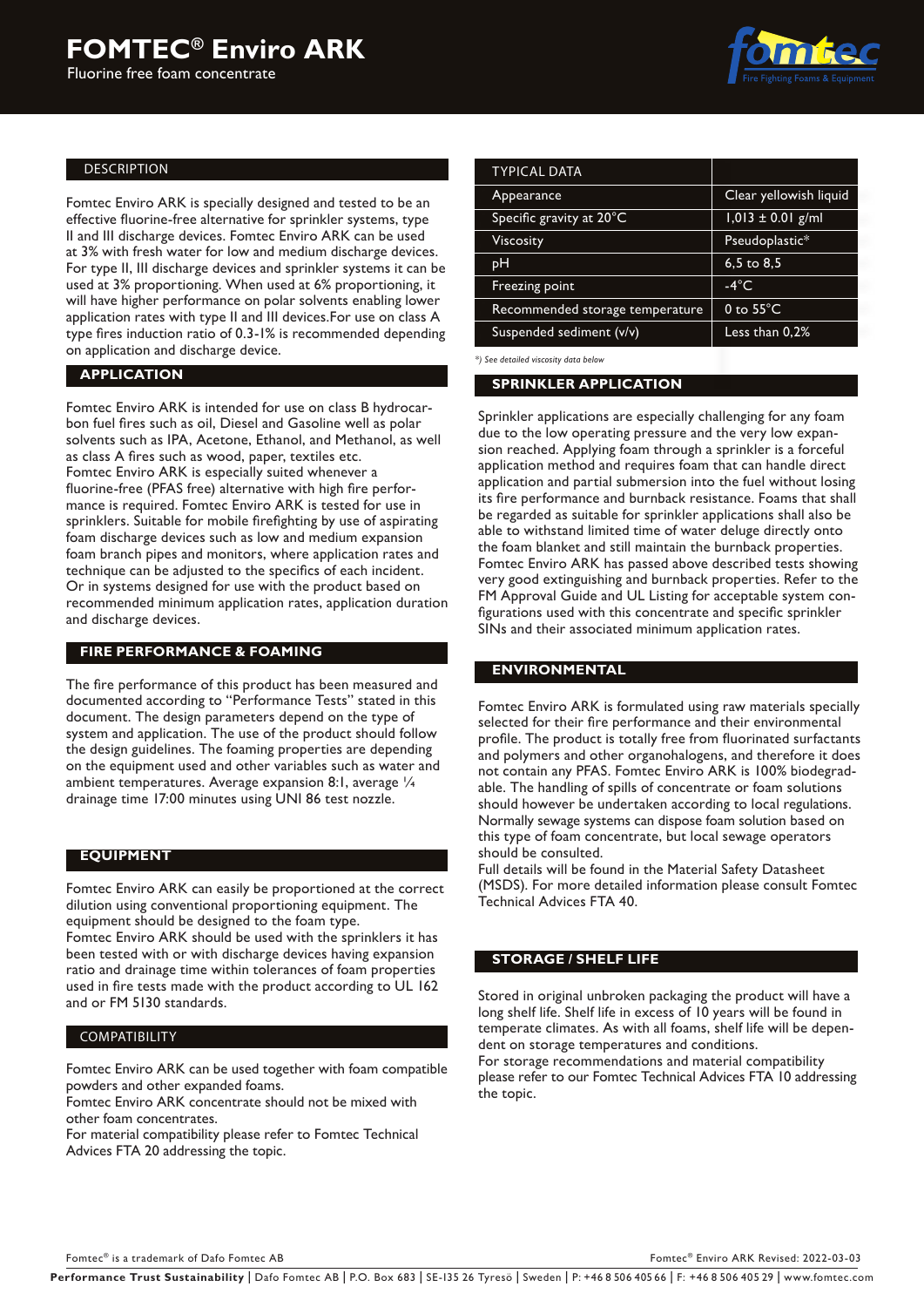# FOMTEC® Enviro ARK

Fluorine free foam concentrate

## DESCRIPTION

Fomtec Enviro ARK is specially designed and tested to be an effective fluorine-free alternative for sprinkler systems, type II and III discharge devices. Fomtec Enviro ARK can be used at 3% with fresh water for low and medium discharge devices. For type II, III discharge devices and sprinkler systems it can be used at 3% proportioning. When used at 6% proportioning, it will have higher performance on polar solvents enabling lower application rates with type II and III devices.For use on class A type fires induction ratio of 0.3-1% is recommended depending on application and discharge device.

## APPLICATION

Fomtec Enviro ARK is intended for use on class B hydrocarbon fuel fires such as oil, Diesel and Gasoline well as polar solvents such as IPA, Acetone, Ethanol, and Methanol, as well as class A fires such as wood, paper, textiles etc.
Fomtec Enviro ARK is especially suited whenever a fluorine-free (PFAS free) alternative with high fire performance is required. Fomtec Enviro ARK is tested for use in sprinklers. Suitable for mobile firefighting by use of aspirating foam discharge devices such as low and medium expansion foam branch pipes and monitors, where application rates and technique can be adjusted to the specifics of each incident. Or in systems designed for use with the product based on recommended minimum application rates, application duration and discharge devices.

## FIRE PERFORMANCE & FOAMING

The fire performance of this product has been measured and documented according to "Performance Tests" stated in this document. The design parameters depend on the type of system and application. The use of the product should follow the design guidelines. The foaming properties are depending on the equipment used and other variables such as water and ambient temperatures. Average expansion 8:1, average ¼ drainage time 17:00 minutes using UNI 86 test nozzle.

## EQUIPMENT

Fomtec Enviro ARK can easily be proportioned at the correct dilution using conventional proportioning equipment. The equipment should be designed to the foam type.
Fomtec Enviro ARK should be used with the sprinklers it has been tested with or with discharge devices having expansion ratio and drainage time within tolerances of foam properties used in fire tests made with the product according to UL 162 and or FM 5130 standards.

## COMPATIBILITY

Fomtec Enviro ARK can be used together with foam compatible powders and other expanded foams.
Fomtec Enviro ARK concentrate should not be mixed with other foam concentrates.
For material compatibility please refer to Fomtec Technical Advices FTA 20 addressing the topic.

| TYPICAL DATA | |
|---|---|
| Appearance | Clear yellowish liquid |
| Specific gravity at 20°C | 1,013 ± 0.01 g/ml |
| Viscosity | Pseudoplastic* |
| pH | 6,5 to 8,5 |
| Freezing point | -4°C |
| Recommended storage temperature | 0 to 55°C |
| Suspended sediment (v/v) | Less than 0,2% |

*\*) See detailed viscosity data below*

## SPRINKLER APPLICATION

Sprinkler applications are especially challenging for any foam due to the low operating pressure and the very low expansion reached. Applying foam through a sprinkler is a forceful application method and requires foam that can handle direct application and partial submersion into the fuel without losing its fire performance and burnback resistance. Foams that shall be regarded as suitable for sprinkler applications shall also be able to withstand limited time of water deluge directly onto the foam blanket and still maintain the burnback properties. Fomtec Enviro ARK has passed above described tests showing very good extinguishing and burnback properties. Refer to the FM Approval Guide and UL Listing for acceptable system configurations used with this concentrate and specific sprinkler SINs and their associated minimum application rates.

## ENVIRONMENTAL

Fomtec Enviro ARK is formulated using raw materials specially selected for their fire performance and their environmental profile. The product is totally free from fluorinated surfactants and polymers and other organohalogens, and therefore it does not contain any PFAS. Fomtec Enviro ARK is 100% biodegradable. The handling of spills of concentrate or foam solutions should however be undertaken according to local regulations. Normally sewage systems can dispose foam solution based on this type of foam concentrate, but local sewage operators should be consulted.
Full details will be found in the Material Safety Datasheet (MSDS). For more detailed information please consult Fomtec Technical Advices FTA 40.

## STORAGE / SHELF LIFE

Stored in original unbroken packaging the product will have a long shelf life. Shelf life in excess of 10 years will be found in temperate climates. As with all foams, shelf life will be dependent on storage temperatures and conditions.
For storage recommendations and material compatibility please refer to our Fomtec Technical Advices FTA 10 addressing the topic.

Fomtec® is a trademark of Dafo Fomtec AB

Fomtec® Enviro ARK Revised: 2022-03-03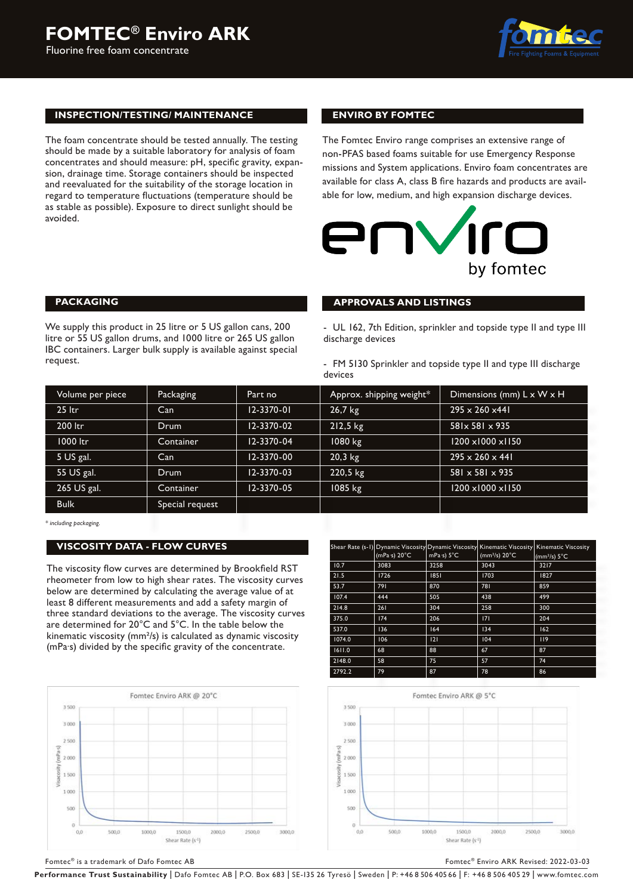# FOMTEC® Enviro ARK

Fluorine free foam concentrate

## INSPECTION/TESTING/ MAINTENANCE

The foam concentrate should be tested annually. The testing should be made by a suitable laboratory for analysis of foam concentrates and should measure: pH, specific gravity, expansion, drainage time. Storage containers should be inspected and reevaluated for the suitability of the storage location in regard to temperature fluctuations (temperature should be as stable as possible). Exposure to direct sunlight should be avoided.

## ENVIRO BY FOMTEC

The Fomtec Enviro range comprises an extensive range of non-PFAS based foams suitable for use Emergency Response missions and System applications. Enviro foam concentrates are available for class A, class B fire hazards and products are available for low, medium, and high expansion discharge devices.

enviro
by fomtec

## PACKAGING

We supply this product in 25 litre or 5 US gallon cans, 200 litre or 55 US gallon drums, and 1000 litre or 265 US gallon IBC containers. Larger bulk supply is available against special request.

## APPROVALS AND LISTINGS

- UL 162, 7th Edition, sprinkler and topside type II and type III discharge devices

- FM 5130 Sprinkler and topside type II and type III discharge devices

| Volume per piece | Packaging | Part no | Approx. shipping weight* | Dimensions (mm) L x W x H |
|---|---|---|---|---|
| 25 ltr | Can | 12-3370-01 | 26,7 kg | 295 x 260 x441 |
| 200 ltr | Drum | 12-3370-02 | 212,5 kg | 581x 581 x 935 |
| 1000 ltr | Container | 12-3370-04 | 1080 kg | 1200 x1000 x1150 |
| 5 US gal. | Can | 12-3370-00 | 20,3 kg | 295 x 260 x 441 |
| 55 US gal. | Drum | 12-3370-03 | 220,5 kg | 581 x 581 x 935 |
| 265 US gal. | Container | 12-3370-05 | 1085 kg | 1200 x1000 x1150 |
| Bulk | Special request | | | |

*\* including packaging.*

## VISCOSITY DATA - FLOW CURVES

The viscosity flow curves are determined by Brookfield RST rheometer from low to high shear rates. The viscosity curves below are determined by calculating the average value of at least 8 different measurements and add a safety margin of three standard deviations to the average. The viscosity curves are determined for 20°C and 5°C. In the table below the kinematic viscosity (mm²/s) is calculated as dynamic viscosity (mPa·s) divided by the specific gravity of the concentrate.

| Shear Rate (s-1) | Dynamic Viscosity (mPa·s) 20°C | Dynamic Viscosity mPa·s) 5°C | Kinematic Viscosity (mm²/s) 20°C | Kinematic Viscosity (mm²/s) 5°C |
|---|---|---|---|---|
| 10.7 | 3083 | 3258 | 3043 | 3217 |
| 21.5 | 1726 | 1851 | 1703 | 1827 |
| 53.7 | 791 | 870 | 781 | 859 |
| 107.4 | 444 | 505 | 438 | 499 |
| 214.8 | 261 | 304 | 258 | 300 |
| 375.0 | 174 | 206 | 171 | 204 |
| 537.0 | 136 | 164 | 134 | 162 |
| 1074.0 | 106 | 121 | 104 | 119 |
| 1611.0 | 68 | 88 | 67 | 87 |
| 2148.0 | 58 | 75 | 57 | 74 |
| 2792.2 | 79 | 87 | 78 | 86 |

Fomtec Enviro ARK @ 20°C

Viscosity (mPa·s)
3 500
3 000
2 500
2 000
1 500
1 000
500
0
0,0 500,0 1000,0 1500,0 2000,0 2500,0 3000,0
Shear Rate (s⁻¹)

Fomtec Enviro ARK @ 5°C

Viscosity (mPa·s)
3 500
3 000
2 500
2 000
1 500
1 000
500
0
0,0 500,0 1000,0 1500,0 2000,0 2500,0 3000,0
Shear Rate (s⁻¹)

Fomtec® is a trademark of Dafo Fomtec AB

Fomtec® Enviro ARK Revised: 2022-03-03

**Performance Trust Sustainability** | Dafo Fomtec AB | P.O. Box 683 | SE-135 26 Tyresö | Sweden | P: +46 8 506 405 66 | F: +46 8 506 405 29 | www.fomtec.com